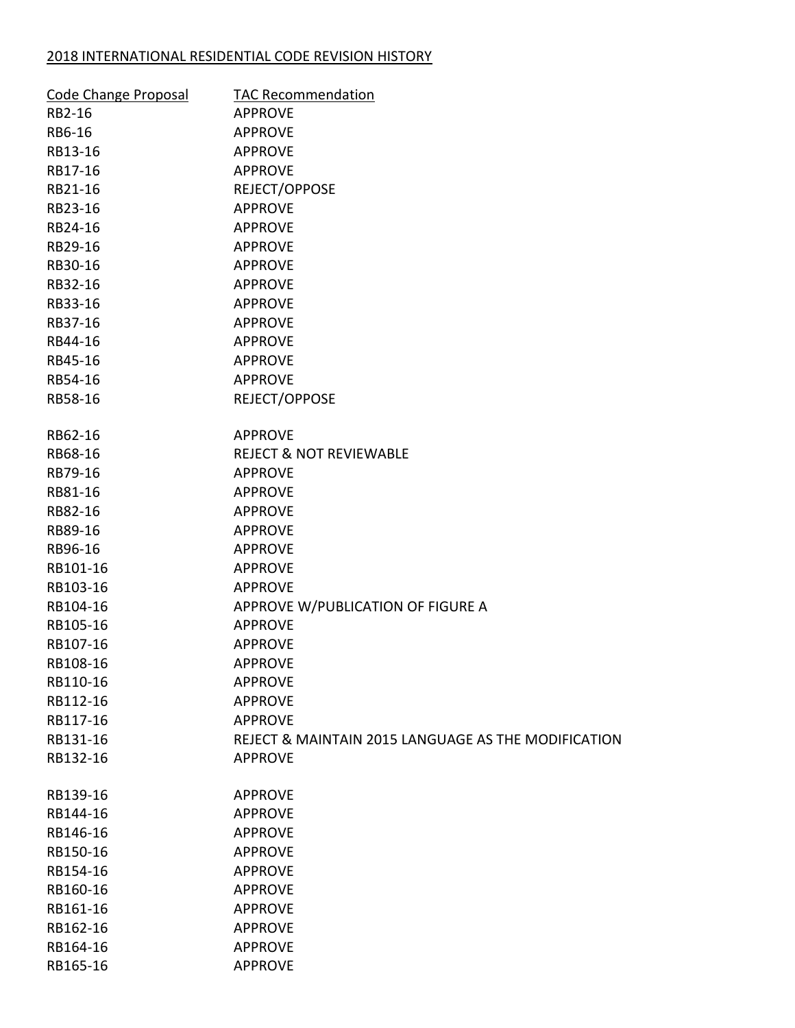2018 INTERNATIONAL RESIDENTIAL CODE REVISION HISTORY

| Code Change Proposal | TAC Recommendation |
| --- | --- |
| RB2-16 | APPROVE |
| RB6-16 | APPROVE |
| RB13-16 | APPROVE |
| RB17-16 | APPROVE |
| RB21-16 | REJECT/OPPOSE |
| RB23-16 | APPROVE |
| RB24-16 | APPROVE |
| RB29-16 | APPROVE |
| RB30-16 | APPROVE |
| RB32-16 | APPROVE |
| RB33-16 | APPROVE |
| RB37-16 | APPROVE |
| RB44-16 | APPROVE |
| RB45-16 | APPROVE |
| RB54-16 | APPROVE |
| RB58-16 | REJECT/OPPOSE |
| RB62-16 | APPROVE |
| RB68-16 | REJECT & NOT REVIEWABLE |
| RB79-16 | APPROVE |
| RB81-16 | APPROVE |
| RB82-16 | APPROVE |
| RB89-16 | APPROVE |
| RB96-16 | APPROVE |
| RB101-16 | APPROVE |
| RB103-16 | APPROVE |
| RB104-16 | APPROVE W/PUBLICATION OF FIGURE A |
| RB105-16 | APPROVE |
| RB107-16 | APPROVE |
| RB108-16 | APPROVE |
| RB110-16 | APPROVE |
| RB112-16 | APPROVE |
| RB117-16 | APPROVE |
| RB131-16 | REJECT & MAINTAIN 2015 LANGUAGE AS THE MODIFICATION |
| RB132-16 | APPROVE |
| RB139-16 | APPROVE |
| RB144-16 | APPROVE |
| RB146-16 | APPROVE |
| RB150-16 | APPROVE |
| RB154-16 | APPROVE |
| RB160-16 | APPROVE |
| RB161-16 | APPROVE |
| RB162-16 | APPROVE |
| RB164-16 | APPROVE |
| RB165-16 | APPROVE |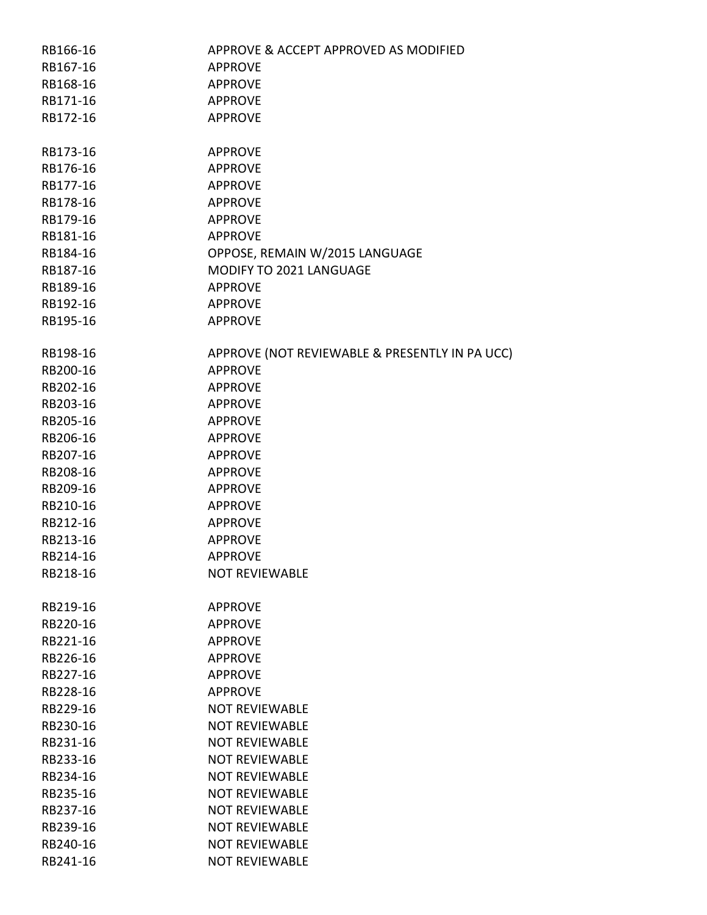| | |
|---|---|
| RB166-16 | APPROVE & ACCEPT APPROVED AS MODIFIED |
| RB167-16 | APPROVE |
| RB168-16 | APPROVE |
| RB171-16 | APPROVE |
| RB172-16 | APPROVE |
| RB173-16 | APPROVE |
| RB176-16 | APPROVE |
| RB177-16 | APPROVE |
| RB178-16 | APPROVE |
| RB179-16 | APPROVE |
| RB181-16 | APPROVE |
| RB184-16 | OPPOSE, REMAIN W/2015 LANGUAGE |
| RB187-16 | MODIFY TO 2021 LANGUAGE |
| RB189-16 | APPROVE |
| RB192-16 | APPROVE |
| RB195-16 | APPROVE |
| RB198-16 | APPROVE (NOT REVIEWABLE & PRESENTLY IN PA UCC) |
| RB200-16 | APPROVE |
| RB202-16 | APPROVE |
| RB203-16 | APPROVE |
| RB205-16 | APPROVE |
| RB206-16 | APPROVE |
| RB207-16 | APPROVE |
| RB208-16 | APPROVE |
| RB209-16 | APPROVE |
| RB210-16 | APPROVE |
| RB212-16 | APPROVE |
| RB213-16 | APPROVE |
| RB214-16 | APPROVE |
| RB218-16 | NOT REVIEWABLE |
| RB219-16 | APPROVE |
| RB220-16 | APPROVE |
| RB221-16 | APPROVE |
| RB226-16 | APPROVE |
| RB227-16 | APPROVE |
| RB228-16 | APPROVE |
| RB229-16 | NOT REVIEWABLE |
| RB230-16 | NOT REVIEWABLE |
| RB231-16 | NOT REVIEWABLE |
| RB233-16 | NOT REVIEWABLE |
| RB234-16 | NOT REVIEWABLE |
| RB235-16 | NOT REVIEWABLE |
| RB237-16 | NOT REVIEWABLE |
| RB239-16 | NOT REVIEWABLE |
| RB240-16 | NOT REVIEWABLE |
| RB241-16 | NOT REVIEWABLE |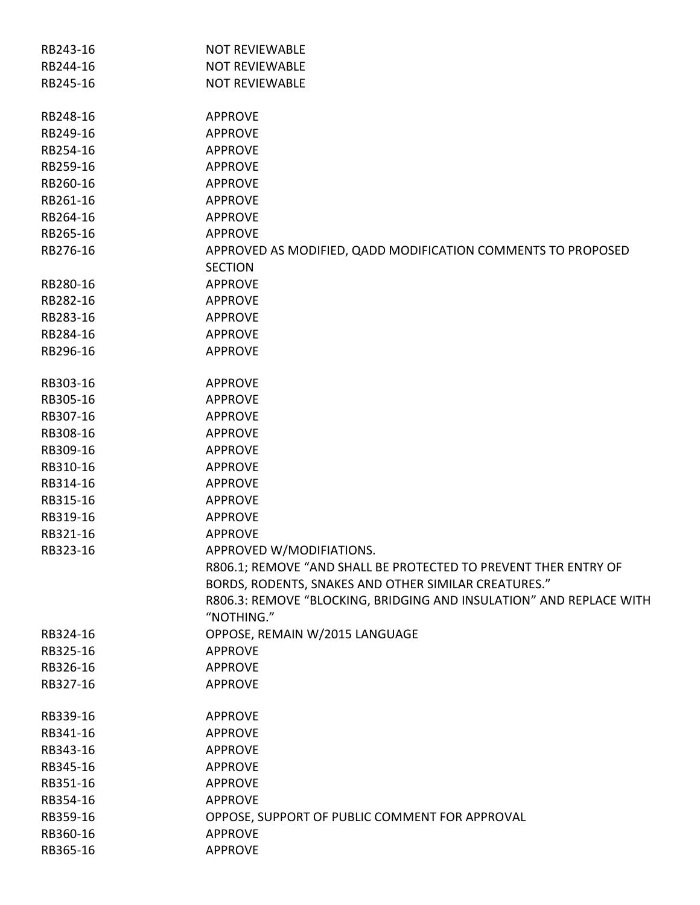| | |
|---|---|
| RB243-16 | NOT REVIEWABLE |
| RB244-16 | NOT REVIEWABLE |
| RB245-16 | NOT REVIEWABLE |
| | |
| RB248-16 | APPROVE |
| RB249-16 | APPROVE |
| RB254-16 | APPROVE |
| RB259-16 | APPROVE |
| RB260-16 | APPROVE |
| RB261-16 | APPROVE |
| RB264-16 | APPROVE |
| RB265-16 | APPROVE |
| RB276-16 | APPROVED AS MODIFIED, QADD MODIFICATION COMMENTS TO PROPOSED SECTION |
| RB280-16 | APPROVE |
| RB282-16 | APPROVE |
| RB283-16 | APPROVE |
| RB284-16 | APPROVE |
| RB296-16 | APPROVE |
| | |
| RB303-16 | APPROVE |
| RB305-16 | APPROVE |
| RB307-16 | APPROVE |
| RB308-16 | APPROVE |
| RB309-16 | APPROVE |
| RB310-16 | APPROVE |
| RB314-16 | APPROVE |
| RB315-16 | APPROVE |
| RB319-16 | APPROVE |
| RB321-16 | APPROVE |
| RB323-16 | APPROVED W/MODIFIATIONS.<br>R806.1; REMOVE "AND SHALL BE PROTECTED TO PREVENT THER ENTRY OF BORDS, RODENTS, SNAKES AND OTHER SIMILAR CREATURES."<br>R806.3: REMOVE "BLOCKING, BRIDGING AND INSULATION" AND REPLACE WITH "NOTHING." |
| RB324-16 | OPPOSE, REMAIN W/2015 LANGUAGE |
| RB325-16 | APPROVE |
| RB326-16 | APPROVE |
| RB327-16 | APPROVE |
| | |
| RB339-16 | APPROVE |
| RB341-16 | APPROVE |
| RB343-16 | APPROVE |
| RB345-16 | APPROVE |
| RB351-16 | APPROVE |
| RB354-16 | APPROVE |
| RB359-16 | OPPOSE, SUPPORT OF PUBLIC COMMENT FOR APPROVAL |
| RB360-16 | APPROVE |
| RB365-16 | APPROVE |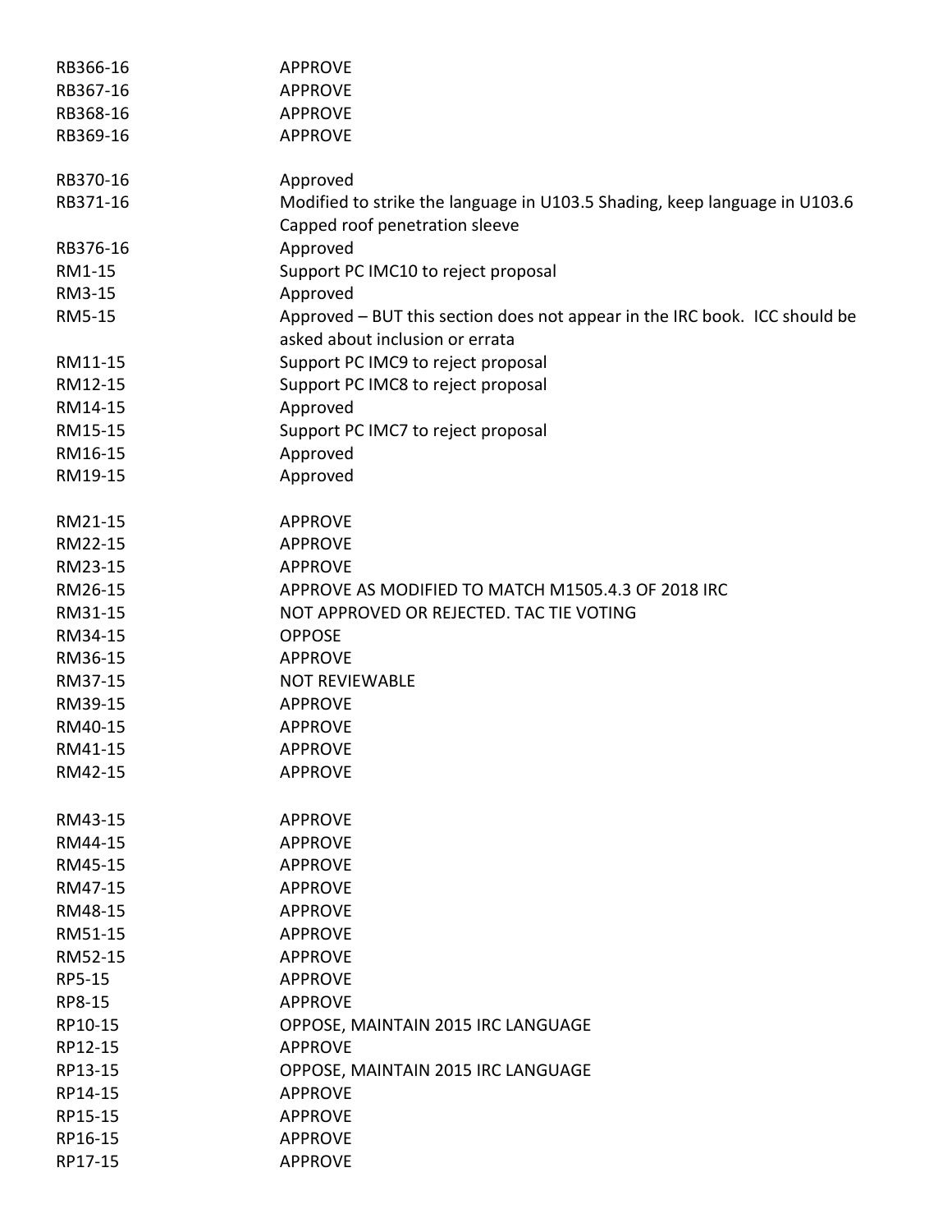| | |
|---|---|
| RB366-16 | APPROVE |
| RB367-16 | APPROVE |
| RB368-16 | APPROVE |
| RB369-16 | APPROVE |
| RB370-16 | Approved |
| RB371-16 | Modified to strike the language in U103.5 Shading, keep language in U103.6 Capped roof penetration sleeve |
| RB376-16 | Approved |
| RM1-15 | Support PC IMC10 to reject proposal |
| RM3-15 | Approved |
| RM5-15 | Approved – BUT this section does not appear in the IRC book. ICC should be asked about inclusion or errata |
| RM11-15 | Support PC IMC9 to reject proposal |
| RM12-15 | Support PC IMC8 to reject proposal |
| RM14-15 | Approved |
| RM15-15 | Support PC IMC7 to reject proposal |
| RM16-15 | Approved |
| RM19-15 | Approved |
| RM21-15 | APPROVE |
| RM22-15 | APPROVE |
| RM23-15 | APPROVE |
| RM26-15 | APPROVE AS MODIFIED TO MATCH M1505.4.3 OF 2018 IRC |
| RM31-15 | NOT APPROVED OR REJECTED. TAC TIE VOTING |
| RM34-15 | OPPOSE |
| RM36-15 | APPROVE |
| RM37-15 | NOT REVIEWABLE |
| RM39-15 | APPROVE |
| RM40-15 | APPROVE |
| RM41-15 | APPROVE |
| RM42-15 | APPROVE |
| RM43-15 | APPROVE |
| RM44-15 | APPROVE |
| RM45-15 | APPROVE |
| RM47-15 | APPROVE |
| RM48-15 | APPROVE |
| RM51-15 | APPROVE |
| RM52-15 | APPROVE |
| RP5-15 | APPROVE |
| RP8-15 | APPROVE |
| RP10-15 | OPPOSE, MAINTAIN 2015 IRC LANGUAGE |
| RP12-15 | APPROVE |
| RP13-15 | OPPOSE, MAINTAIN 2015 IRC LANGUAGE |
| RP14-15 | APPROVE |
| RP15-15 | APPROVE |
| RP16-15 | APPROVE |
| RP17-15 | APPROVE |